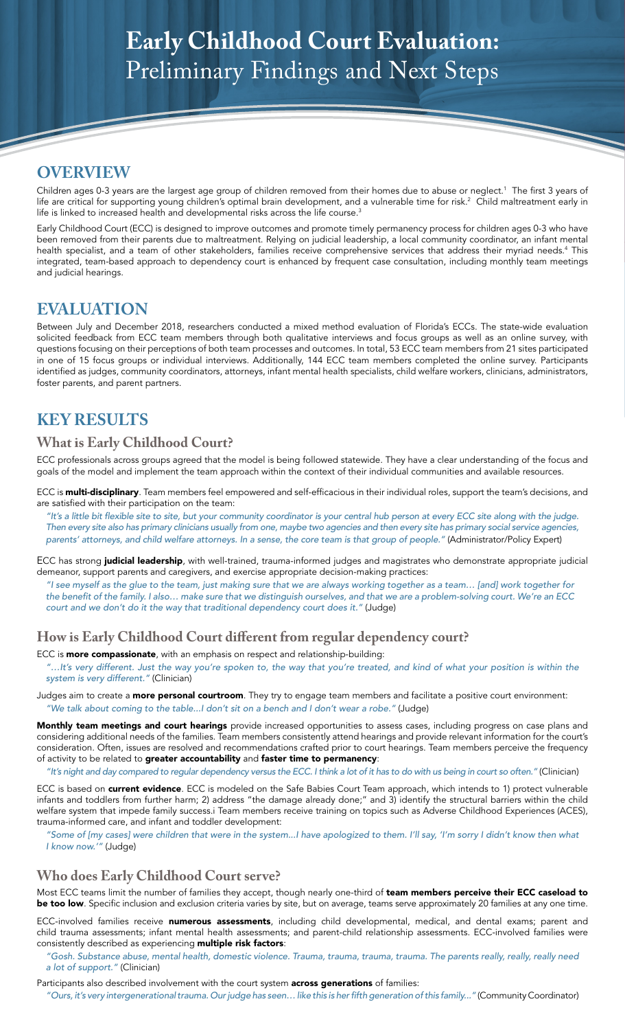# Early Childhood Court Evaluation: Preliminary Findings and Next Steps

## OVERVIEW

Children ages 0-3 years are the largest age group of children removed from their homes due to abuse or neglect.[1] The first 3 years of life are critical for supporting young children's optimal brain development, and a vulnerable time for risk.[2] Child maltreatment early in life is linked to increased health and developmental risks across the life course.[3]

Early Childhood Court (ECC) is designed to improve outcomes and promote timely permanency process for children ages 0-3 who have been removed from their parents due to maltreatment. Relying on judicial leadership, a local community coordinator, an infant mental health specialist, and a team of other stakeholders, families receive comprehensive services that address their myriad needs.[4] This integrated, team-based approach to dependency court is enhanced by frequent case consultation, including monthly team meetings and judicial hearings.

## EVALUATION

Between July and December 2018, researchers conducted a mixed method evaluation of Florida's ECCs. The state-wide evaluation solicited feedback from ECC team members through both qualitative interviews and focus groups as well as an online survey, with questions focusing on their perceptions of both team processes and outcomes. In total, 53 ECC team members from 21 sites participated in one of 15 focus groups or individual interviews. Additionally, 144 ECC team members completed the online survey. Participants identified as judges, community coordinators, attorneys, infant mental health specialists, child welfare workers, clinicians, administrators, foster parents, and parent partners.

## KEY RESULTS

### What is Early Childhood Court?

ECC professionals across groups agreed that the model is being followed statewide. They have a clear understanding of the focus and goals of the model and implement the team approach within the context of their individual communities and available resources.

ECC is **multi-disciplinary**. Team members feel empowered and self-efficacious in their individual roles, support the team's decisions, and are satisfied with their participation on the team:

*"It's a little bit flexible site to site, but your community coordinator is your central hub person at every ECC site along with the judge. Then every site also has primary clinicians usually from one, maybe two agencies and then every site has primary social service agencies, parents' attorneys, and child welfare attorneys. In a sense, the core team is that group of people."* (Administrator/Policy Expert)

ECC has strong **judicial leadership**, with well-trained, trauma-informed judges and magistrates who demonstrate appropriate judicial demeanor, support parents and caregivers, and exercise appropriate decision-making practices:

*"I see myself as the glue to the team, just making sure that we are always working together as a team… [and] work together for the benefit of the family. I also… make sure that we distinguish ourselves, and that we are a problem-solving court. We're an ECC court and we don't do it the way that traditional dependency court does it."* (Judge)

### How is Early Childhood Court different from regular dependency court?

ECC is **more compassionate**, with an emphasis on respect and relationship-building:

*"…It's very different. Just the way you're spoken to, the way that you're treated, and kind of what your position is within the system is very different."* (Clinician)

Judges aim to create a **more personal courtroom**. They try to engage team members and facilitate a positive court environment:

*"We talk about coming to the table...I don't sit on a bench and I don't wear a robe."* (Judge)

**Monthly team meetings and court hearings** provide increased opportunities to assess cases, including progress on case plans and considering additional needs of the families. Team members consistently attend hearings and provide relevant information for the court's consideration. Often, issues are resolved and recommendations crafted prior to court hearings. Team members perceive the frequency of activity to be related to **greater accountability** and **faster time to permanency**:

*"It's night and day compared to regular dependency versus the ECC. I think a lot of it has to do with us being in court so often."* (Clinician)

ECC is based on **current evidence**. ECC is modeled on the Safe Babies Court Team approach, which intends to 1) protect vulnerable infants and toddlers from further harm; 2) address "the damage already done;" and 3) identify the structural barriers within the child welfare system that impede family success.i Team members receive training on topics such as Adverse Childhood Experiences (ACES), trauma-informed care, and infant and toddler development:

*"Some of [my cases] were children that were in the system...I have apologized to them. I'll say, 'I'm sorry I didn't know then what I know now.'"* (Judge)

### Who does Early Childhood Court serve?

Most ECC teams limit the number of families they accept, though nearly one-third of **team members perceive their ECC caseload to be too low**. Specific inclusion and exclusion criteria varies by site, but on average, teams serve approximately 20 families at any one time.

ECC-involved families receive **numerous assessments**, including child developmental, medical, and dental exams; parent and child trauma assessments; infant mental health assessments; and parent-child relationship assessments. ECC-involved families were consistently described as experiencing **multiple risk factors**:

*"Gosh. Substance abuse, mental health, domestic violence. Trauma, trauma, trauma, trauma. The parents really, really, really need a lot of support."* (Clinician)

Participants also described involvement with the court system **across generations** of families:

*"Ours, it's very intergenerational trauma. Our judge has seen… like this is her fifth generation of this family..."* (Community Coordinator)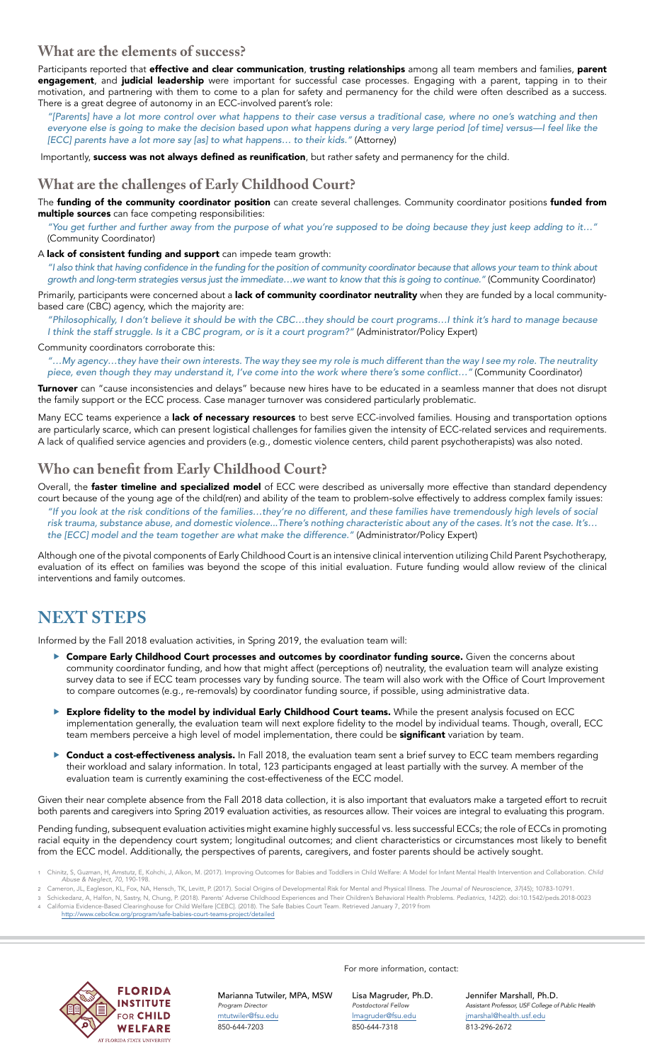## What are the elements of success?

Participants reported that **effective and clear communication**, **trusting relationships** among all team members and families, **parent engagement**, and **judicial leadership** were important for successful case processes. Engaging with a parent, tapping in to their motivation, and partnering with them to come to a plan for safety and permanency for the child were often described as a success. There is a great degree of autonomy in an ECC-involved parent's role:

*"[Parents] have a lot more control over what happens to their case versus a traditional case, where no one's watching and then everyone else is going to make the decision based upon what happens during a very large period [of time] versus—I feel like the [ECC] parents have a lot more say [as] to what happens… to their kids."* (Attorney)

Importantly, **success was not always defined as reunification**, but rather safety and permanency for the child.

## What are the challenges of Early Childhood Court?

The **funding of the community coordinator position** can create several challenges. Community coordinator positions **funded from multiple sources** can face competing responsibilities:

*"You get further and further away from the purpose of what you're supposed to be doing because they just keep adding to it…"* (Community Coordinator)

A **lack of consistent funding and support** can impede team growth:

*"I also think that having confidence in the funding for the position of community coordinator because that allows your team to think about growth and long-term strategies versus just the immediate…we want to know that this is going to continue."* (Community Coordinator)

Primarily, participants were concerned about a **lack of community coordinator neutrality** when they are funded by a local community-based care (CBC) agency, which the majority are:

*"Philosophically, I don't believe it should be with the CBC…they should be court programs…I think it's hard to manage because I think the staff struggle. Is it a CBC program, or is it a court program?"* (Administrator/Policy Expert)

Community coordinators corroborate this:

*"…My agency…they have their own interests. The way they see my role is much different than the way I see my role. The neutrality piece, even though they may understand it, I've come into the work where there's some conflict…"* (Community Coordinator)

**Turnover** can "cause inconsistencies and delays" because new hires have to be educated in a seamless manner that does not disrupt the family support or the ECC process. Case manager turnover was considered particularly problematic.

Many ECC teams experience a **lack of necessary resources** to best serve ECC-involved families. Housing and transportation options are particularly scarce, which can present logistical challenges for families given the intensity of ECC-related services and requirements. A lack of qualified service agencies and providers (e.g., domestic violence centers, child parent psychotherapists) was also noted.

## Who can benefit from Early Childhood Court?

Overall, the **faster timeline and specialized model** of ECC were described as universally more effective than standard dependency court because of the young age of the child(ren) and ability of the team to problem-solve effectively to address complex family issues:

*"If you look at the risk conditions of the families…they're no different, and these families have tremendously high levels of social risk trauma, substance abuse, and domestic violence...There's nothing characteristic about any of the cases. It's not the case. It's… the [ECC] model and the team together are what make the difference."* (Administrator/Policy Expert)

Although one of the pivotal components of Early Childhood Court is an intensive clinical intervention utilizing Child Parent Psychotherapy, evaluation of its effect on families was beyond the scope of this initial evaluation. Future funding would allow review of the clinical interventions and family outcomes.

# NEXT STEPS

Informed by the Fall 2018 evaluation activities, in Spring 2019, the evaluation team will:

- **Compare Early Childhood Court processes and outcomes by coordinator funding source.** Given the concerns about community coordinator funding, and how that might affect (perceptions of) neutrality, the evaluation team will analyze existing survey data to see if ECC team processes vary by funding source. The team will also work with the Office of Court Improvement to compare outcomes (e.g., re-removals) by coordinator funding source, if possible, using administrative data.
- **Explore fidelity to the model by individual Early Childhood Court teams.** While the present analysis focused on ECC implementation generally, the evaluation team will next explore fidelity to the model by individual teams. Though, overall, ECC team members perceive a high level of model implementation, there could be **significant** variation by team.
- **Conduct a cost-effectiveness analysis.** In Fall 2018, the evaluation team sent a brief survey to ECC team members regarding their workload and salary information. In total, 123 participants engaged at least partially with the survey. A member of the evaluation team is currently examining the cost-effectiveness of the ECC model.

Given their near complete absence from the Fall 2018 data collection, it is also important that evaluators make a targeted effort to recruit both parents and caregivers into Spring 2019 evaluation activities, as resources allow. Their voices are integral to evaluating this program.

Pending funding, subsequent evaluation activities might examine highly successful vs. less successful ECCs; the role of ECCs in promoting racial equity in the dependency court system; longitudinal outcomes; and client characteristics or circumstances most likely to benefit from the ECC model. Additionally, the perspectives of parents, caregivers, and foster parents should be actively sought.

1 Chinitz, S, Guzman, H, Amstutz, E, Kohchi, J, Alkon, M. (2017). Improving Outcomes for Babies and Toddlers in Child Welfare: A Model for Infant Mental Health Intervention and Collaboration. *Child Abuse & Neglect, 70*, 190-198.
2 Cameron, JL, Eagleson, KL, Fox, NA, Hensch, TK, Levitt, P. (2017). Social Origins of Developmental Risk for Mental and Physical Illness. *The Journal of Neuroscience, 37*(45); 10783-10791.
3 Schickedanz, A, Halfon, N, Sastry, N, Chung, P. (2018). Parents' Adverse Childhood Experiences and Their Children's Behavioral Health Problems. *Pediatrics, 142*(2). doi:10.1542/peds.2018-0023
4 California Evidence-Based Clearinghouse for Child Welfare [CEBC]. (2018). The Safe Babies Court Team. Retrieved January 7, 2019 from http://www.cebc4cw.org/program/safe-babies-court-teams-project/detailed

FLORIDA INSTITUTE FOR CHILD WELFARE AT FLORIDA STATE UNIVERSITY

For more information, contact:

Marianna Tutwiler, MPA, MSW
*Program Director*
mtutwiler@fsu.edu
850-644-7203

Lisa Magruder, Ph.D.
*Postdoctoral Fellow*
lmagruder@fsu.edu
850-644-7318

Jennifer Marshall, Ph.D.
*Assistant Professor, USF College of Public Health*
jmarshal@health.usf.edu
813-296-2672